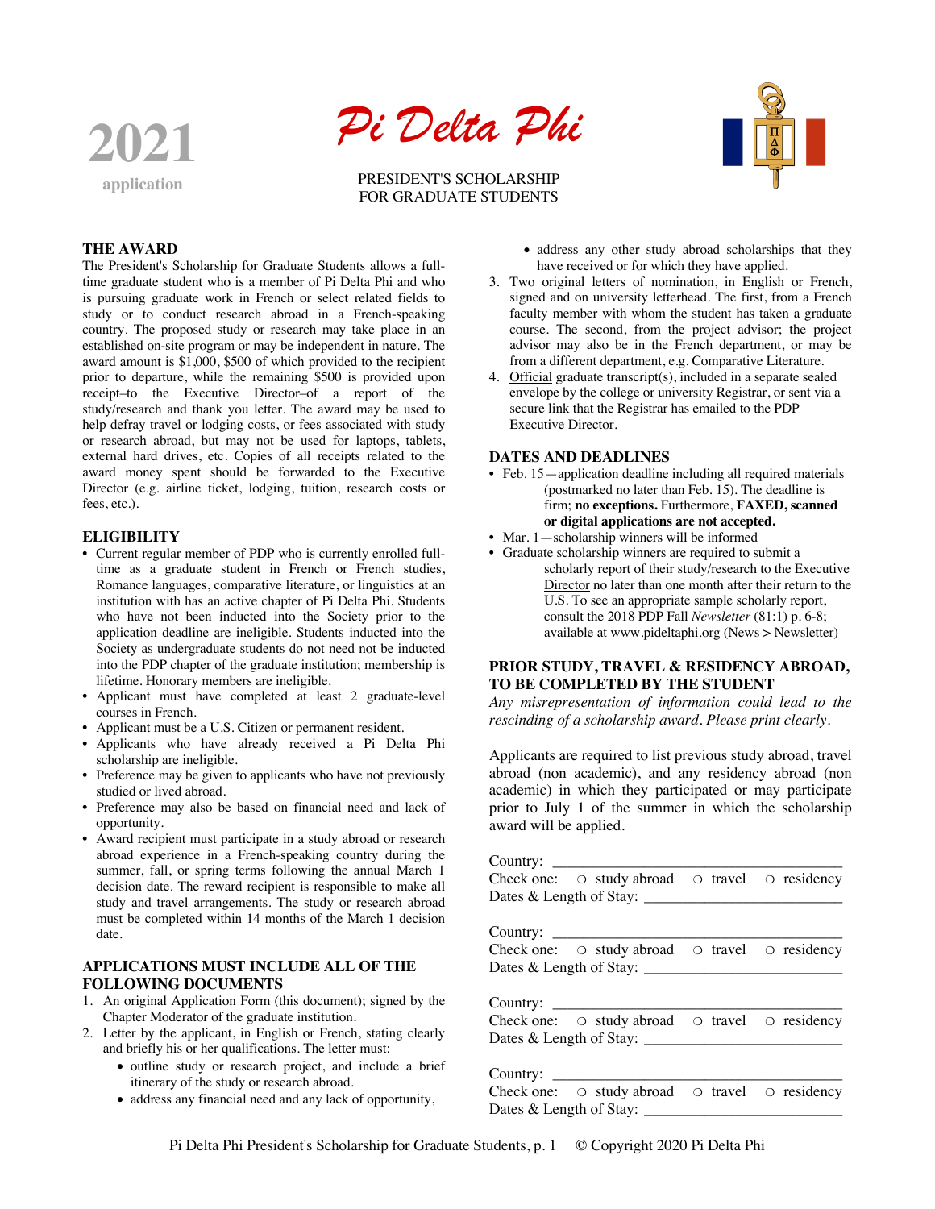**2021**
application

# Pi Delta Phi

PRESIDENT'S SCHOLARSHIP
FOR GRADUATE STUDENTS

## THE AWARD

The President's Scholarship for Graduate Students allows a full-time graduate student who is a member of Pi Delta Phi and who is pursuing graduate work in French or select related fields to study or to conduct research abroad in a French-speaking country. The proposed study or research may take place in an established on-site program or may be independent in nature. The award amount is $1,000, $500 of which provided to the recipient prior to departure, while the remaining $500 is provided upon receipt–to the Executive Director–of a report of the study/research and thank you letter. The award may be used to help defray travel or lodging costs, or fees associated with study or research abroad, but may not be used for laptops, tablets, external hard drives, etc. Copies of all receipts related to the award money spent should be forwarded to the Executive Director (e.g. airline ticket, lodging, tuition, research costs or fees, etc.).

## ELIGIBILITY

- Current regular member of PDP who is currently enrolled full-time as a graduate student in French or French studies, Romance languages, comparative literature, or linguistics at an institution with has an active chapter of Pi Delta Phi. Students who have not been inducted into the Society prior to the application deadline are ineligible. Students inducted into the Society as undergraduate students do not need not be inducted into the PDP chapter of the graduate institution; membership is lifetime. Honorary members are ineligible.
- Applicant must have completed at least 2 graduate-level courses in French.
- Applicant must be a U.S. Citizen or permanent resident.
- Applicants who have already received a Pi Delta Phi scholarship are ineligible.
- Preference may be given to applicants who have not previously studied or lived abroad.
- Preference may also be based on financial need and lack of opportunity.
- Award recipient must participate in a study abroad or research abroad experience in a French-speaking country during the summer, fall, or spring terms following the annual March 1 decision date. The reward recipient is responsible to make all study and travel arrangements. The study or research abroad must be completed within 14 months of the March 1 decision date.

## APPLICATIONS MUST INCLUDE ALL OF THE FOLLOWING DOCUMENTS

1. An original Application Form (this document); signed by the Chapter Moderator of the graduate institution.
2. Letter by the applicant, in English or French, stating clearly and briefly his or her qualifications. The letter must:
   - outline study or research project, and include a brief itinerary of the study or research abroad.
   - address any financial need and any lack of opportunity,
   - address any other study abroad scholarships that they have received or for which they have applied.
3. Two original letters of nomination, in English or French, signed and on university letterhead. The first, from a French faculty member with whom the student has taken a graduate course. The second, from the project advisor; the project advisor may also be in the French department, or may be from a different department, e.g. Comparative Literature.
4. Official graduate transcript(s), included in a separate sealed envelope by the college or university Registrar, or sent via a secure link that the Registrar has emailed to the PDP Executive Director.

## DATES AND DEADLINES

- Feb. 15—application deadline including all required materials (postmarked no later than Feb. 15). The deadline is firm; **no exceptions.** Furthermore, **FAXED, scanned or digital applications are not accepted.**
- Mar. 1—scholarship winners will be informed
- Graduate scholarship winners are required to submit a scholarly report of their study/research to the Executive Director no later than one month after their return to the U.S. To see an appropriate sample scholarly report, consult the 2018 PDP Fall *Newsletter* (81:1) p. 6-8; available at www.pideltaphi.org (News > Newsletter)

## PRIOR STUDY, TRAVEL & RESIDENCY ABROAD, TO BE COMPLETED BY THE STUDENT

*Any misrepresentation of information could lead to the rescinding of a scholarship award. Please print clearly.*

Applicants are required to list previous study abroad, travel abroad (non academic), and any residency abroad (non academic) in which they participated or may participate prior to July 1 of the summer in which the scholarship award will be applied.

Country: ______________________________
Check one: ○ study abroad ○ travel ○ residency
Dates & Length of Stay: ______________________________

Country: ______________________________
Check one: ○ study abroad ○ travel ○ residency
Dates & Length of Stay: ______________________________

Country: ______________________________
Check one: ○ study abroad ○ travel ○ residency
Dates & Length of Stay: ______________________________

Country: ______________________________
Check one: ○ study abroad ○ travel ○ residency
Dates & Length of Stay: ______________________________

Pi Delta Phi President's Scholarship for Graduate Students, p. 1 © Copyright 2020 Pi Delta Phi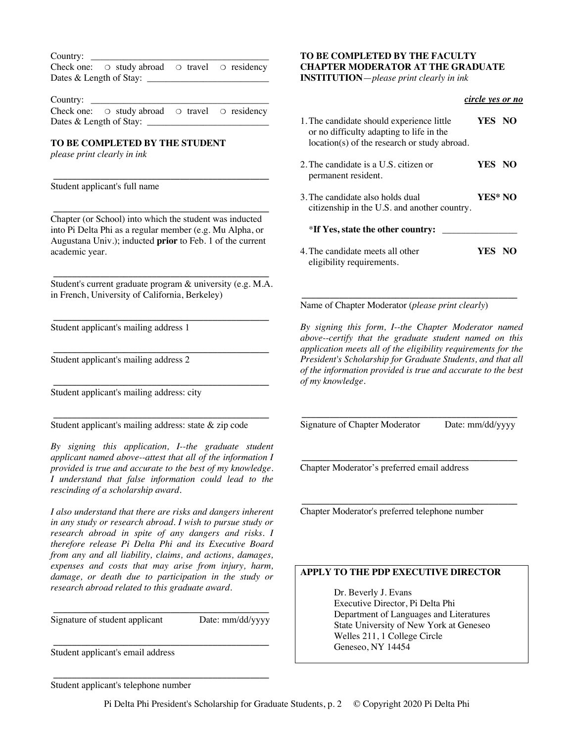Country: ____________________________________

Check one: ○ study abroad ○ travel ○ residency

Dates & Length of Stay: __________________________

Country: ____________________________________

Check one: ○ study abroad ○ travel ○ residency

Dates & Length of Stay: __________________________

## TO BE COMPLETED BY THE STUDENT

*please print clearly in ink*

______________________________________________

Student applicant's full name

______________________________________________

Chapter (or School) into which the student was inducted into Pi Delta Phi as a regular member (e.g. Mu Alpha, or Augustana Univ.); inducted **prior** to Feb. 1 of the current academic year.

______________________________________________

Student's current graduate program & university (e.g. M.A. in French, University of California, Berkeley)

______________________________________________

Student applicant's mailing address 1

______________________________________________

Student applicant's mailing address 2

______________________________________________

Student applicant's mailing address: city

______________________________________________

Student applicant's mailing address: state & zip code

*By signing this application, I--the graduate student applicant named above--attest that all of the information I provided is true and accurate to the best of my knowledge. I understand that false information could lead to the rescinding of a scholarship award.*

*I also understand that there are risks and dangers inherent in any study or research abroad. I wish to pursue study or research abroad in spite of any dangers and risks. I therefore release Pi Delta Phi and its Executive Board from any and all liability, claims, and actions, damages, expenses and costs that may arise from injury, harm, damage, or death due to participation in the study or research abroad related to this graduate award.*

______________________________________________

Signature of student applicant Date: mm/dd/yyyy

______________________________________________

Student applicant's email address

______________________________________________

Student applicant's telephone number

## TO BE COMPLETED BY THE FACULTY CHAPTER MODERATOR AT THE GRADUATE INSTITUTION—*please print clearly in ink*

***circle yes or no***

1. The candidate should experience little or no difficulty adapting to life in the location(s) of the research or study abroad. **YES NO**
2. The candidate is a U.S. citizen or permanent resident. **YES NO**
3. The candidate also holds dual citizenship in the U.S. and another country. **YES* NO**

   ***If Yes, state the other country:** _______________

4. The candidate meets all other eligibility requirements. **YES NO**

______________________________________________

Name of Chapter Moderator (*please print clearly*)

*By signing this form, I--the Chapter Moderator named above--certify that the graduate student named on this application meets all of the eligibility requirements for the President's Scholarship for Graduate Students, and that all of the information provided is true and accurate to the best of my knowledge.*

______________________________________________

Signature of Chapter Moderator Date: mm/dd/yyyy

______________________________________________

Chapter Moderator's preferred email address

______________________________________________

Chapter Moderator's preferred telephone number

**APPLY TO THE PDP EXECUTIVE DIRECTOR**

Dr. Beverly J. Evans
Executive Director, Pi Delta Phi
Department of Languages and Literatures
State University of New York at Geneseo
Welles 211, 1 College Circle
Geneseo, NY 14454